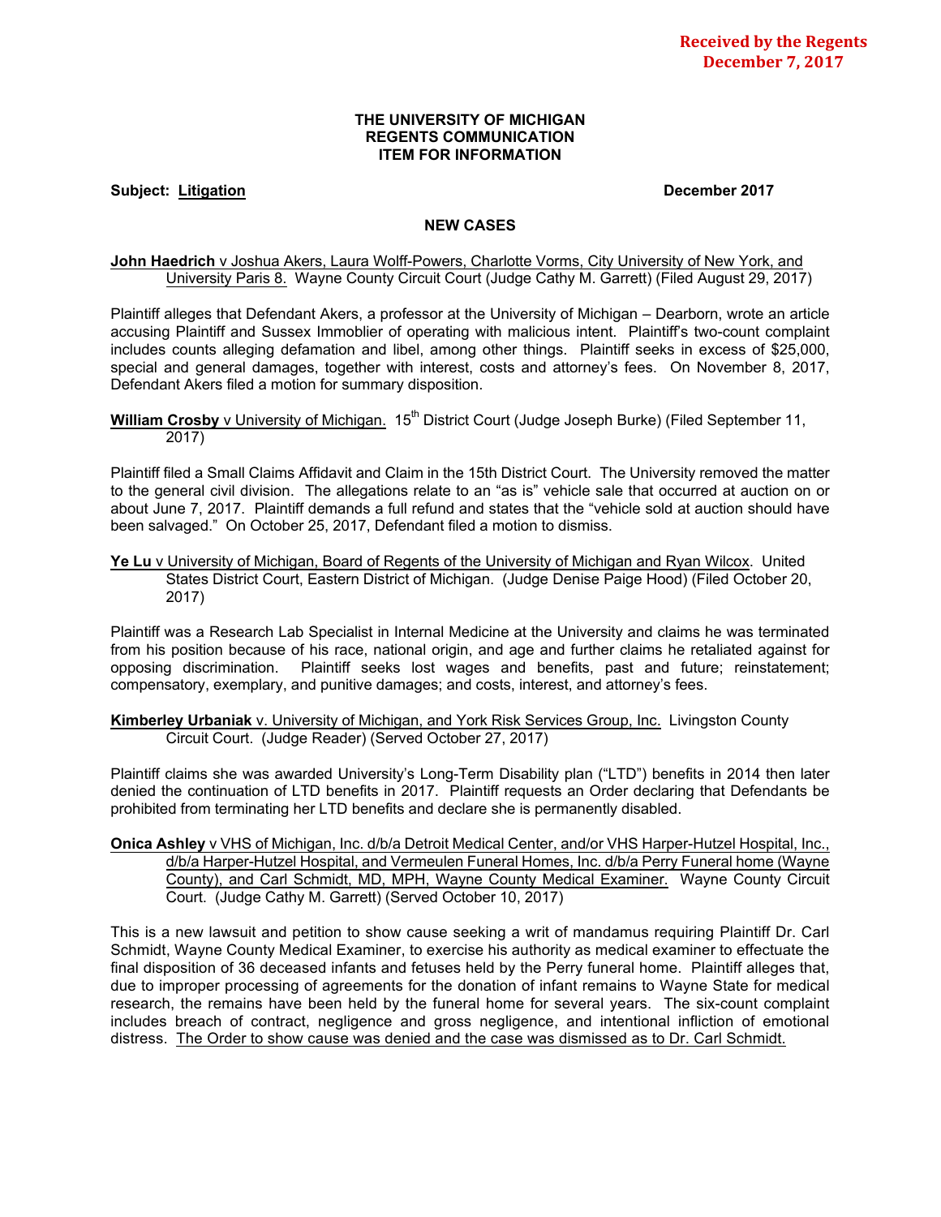**Received by the Regents**
**December 7, 2017**

**THE UNIVERSITY OF MICHIGAN**
**REGENTS COMMUNICATION**
**ITEM FOR INFORMATION**

**Subject: Litigation** **December 2017**

## NEW CASES

**John Haedrich** v Joshua Akers, Laura Wolff-Powers, Charlotte Vorms, City University of New York, and University Paris 8. Wayne County Circuit Court (Judge Cathy M. Garrett) (Filed August 29, 2017)

Plaintiff alleges that Defendant Akers, a professor at the University of Michigan – Dearborn, wrote an article accusing Plaintiff and Sussex Immoblier of operating with malicious intent. Plaintiff's two-count complaint includes counts alleging defamation and libel, among other things. Plaintiff seeks in excess of $25,000, special and general damages, together with interest, costs and attorney's fees. On November 8, 2017, Defendant Akers filed a motion for summary disposition.

**William Crosby** v University of Michigan. 15th District Court (Judge Joseph Burke) (Filed September 11, 2017)

Plaintiff filed a Small Claims Affidavit and Claim in the 15th District Court. The University removed the matter to the general civil division. The allegations relate to an "as is" vehicle sale that occurred at auction on or about June 7, 2017. Plaintiff demands a full refund and states that the "vehicle sold at auction should have been salvaged." On October 25, 2017, Defendant filed a motion to dismiss.

**Ye Lu** v University of Michigan, Board of Regents of the University of Michigan and Ryan Wilcox. United States District Court, Eastern District of Michigan. (Judge Denise Paige Hood) (Filed October 20, 2017)

Plaintiff was a Research Lab Specialist in Internal Medicine at the University and claims he was terminated from his position because of his race, national origin, and age and further claims he retaliated against for opposing discrimination. Plaintiff seeks lost wages and benefits, past and future; reinstatement; compensatory, exemplary, and punitive damages; and costs, interest, and attorney's fees.

**Kimberley Urbaniak** v. University of Michigan, and York Risk Services Group, Inc. Livingston County Circuit Court. (Judge Reader) (Served October 27, 2017)

Plaintiff claims she was awarded University's Long-Term Disability plan ("LTD") benefits in 2014 then later denied the continuation of LTD benefits in 2017. Plaintiff requests an Order declaring that Defendants be prohibited from terminating her LTD benefits and declare she is permanently disabled.

**Onica Ashley** v VHS of Michigan, Inc. d/b/a Detroit Medical Center, and/or VHS Harper-Hutzel Hospital, Inc., d/b/a Harper-Hutzel Hospital, and Vermeulen Funeral Homes, Inc. d/b/a Perry Funeral home (Wayne County), and Carl Schmidt, MD, MPH, Wayne County Medical Examiner. Wayne County Circuit Court. (Judge Cathy M. Garrett) (Served October 10, 2017)

This is a new lawsuit and petition to show cause seeking a writ of mandamus requiring Plaintiff Dr. Carl Schmidt, Wayne County Medical Examiner, to exercise his authority as medical examiner to effectuate the final disposition of 36 deceased infants and fetuses held by the Perry funeral home. Plaintiff alleges that, due to improper processing of agreements for the donation of infant remains to Wayne State for medical research, the remains have been held by the funeral home for several years. The six-count complaint includes breach of contract, negligence and gross negligence, and intentional infliction of emotional distress. The Order to show cause was denied and the case was dismissed as to Dr. Carl Schmidt.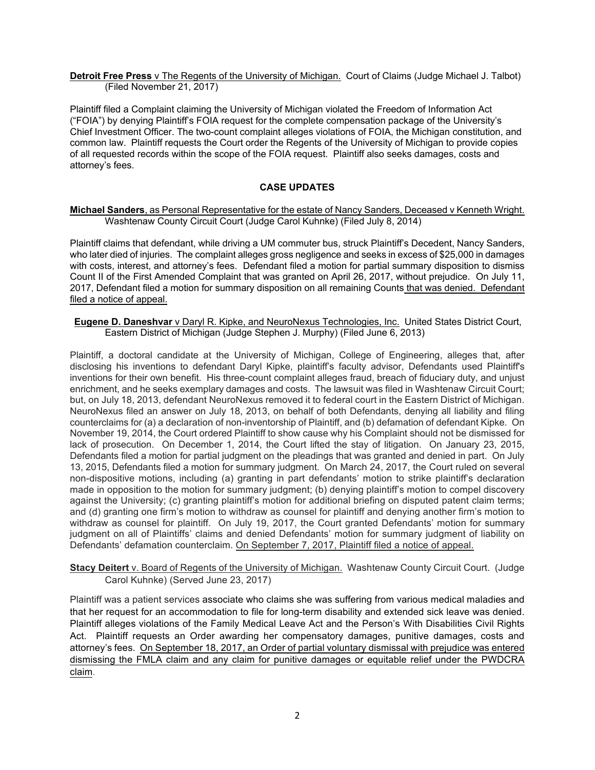**Detroit Free Press** v The Regents of the University of Michigan. Court of Claims (Judge Michael J. Talbot) (Filed November 21, 2017)

Plaintiff filed a Complaint claiming the University of Michigan violated the Freedom of Information Act ("FOIA") by denying Plaintiff's FOIA request for the complete compensation package of the University's Chief Investment Officer. The two-count complaint alleges violations of FOIA, the Michigan constitution, and common law. Plaintiff requests the Court order the Regents of the University of Michigan to provide copies of all requested records within the scope of the FOIA request. Plaintiff also seeks damages, costs and attorney's fees.

## CASE UPDATES

**Michael Sanders**, as Personal Representative for the estate of Nancy Sanders, Deceased v Kenneth Wright. Washtenaw County Circuit Court (Judge Carol Kuhnke) (Filed July 8, 2014)

Plaintiff claims that defendant, while driving a UM commuter bus, struck Plaintiff's Decedent, Nancy Sanders, who later died of injuries. The complaint alleges gross negligence and seeks in excess of $25,000 in damages with costs, interest, and attorney's fees. Defendant filed a motion for partial summary disposition to dismiss Count II of the First Amended Complaint that was granted on April 26, 2017, without prejudice. On July 11, 2017, Defendant filed a motion for summary disposition on all remaining Counts that was denied. Defendant filed a notice of appeal.

**Eugene D. Daneshvar** v Daryl R. Kipke, and NeuroNexus Technologies, Inc. United States District Court, Eastern District of Michigan (Judge Stephen J. Murphy) (Filed June 6, 2013)

Plaintiff, a doctoral candidate at the University of Michigan, College of Engineering, alleges that, after disclosing his inventions to defendant Daryl Kipke, plaintiff's faculty advisor, Defendants used Plaintiff's inventions for their own benefit. His three-count complaint alleges fraud, breach of fiduciary duty, and unjust enrichment, and he seeks exemplary damages and costs. The lawsuit was filed in Washtenaw Circuit Court; but, on July 18, 2013, defendant NeuroNexus removed it to federal court in the Eastern District of Michigan. NeuroNexus filed an answer on July 18, 2013, on behalf of both Defendants, denying all liability and filing counterclaims for (a) a declaration of non-inventorship of Plaintiff, and (b) defamation of defendant Kipke. On November 19, 2014, the Court ordered Plaintiff to show cause why his Complaint should not be dismissed for lack of prosecution. On December 1, 2014, the Court lifted the stay of litigation. On January 23, 2015, Defendants filed a motion for partial judgment on the pleadings that was granted and denied in part. On July 13, 2015, Defendants filed a motion for summary judgment. On March 24, 2017, the Court ruled on several non-dispositive motions, including (a) granting in part defendants' motion to strike plaintiff's declaration made in opposition to the motion for summary judgment; (b) denying plaintiff's motion to compel discovery against the University; (c) granting plaintiff's motion for additional briefing on disputed patent claim terms; and (d) granting one firm's motion to withdraw as counsel for plaintiff and denying another firm's motion to withdraw as counsel for plaintiff. On July 19, 2017, the Court granted Defendants' motion for summary judgment on all of Plaintiffs' claims and denied Defendants' motion for summary judgment of liability on Defendants' defamation counterclaim. On September 7, 2017, Plaintiff filed a notice of appeal.

**Stacy Deitert** v. Board of Regents of the University of Michigan. Washtenaw County Circuit Court. (Judge Carol Kuhnke) (Served June 23, 2017)

Plaintiff was a patient services associate who claims she was suffering from various medical maladies and that her request for an accommodation to file for long-term disability and extended sick leave was denied. Plaintiff alleges violations of the Family Medical Leave Act and the Person's With Disabilities Civil Rights Act. Plaintiff requests an Order awarding her compensatory damages, punitive damages, costs and attorney's fees. On September 18, 2017, an Order of partial voluntary dismissal with prejudice was entered dismissing the FMLA claim and any claim for punitive damages or equitable relief under the PWDCRA claim.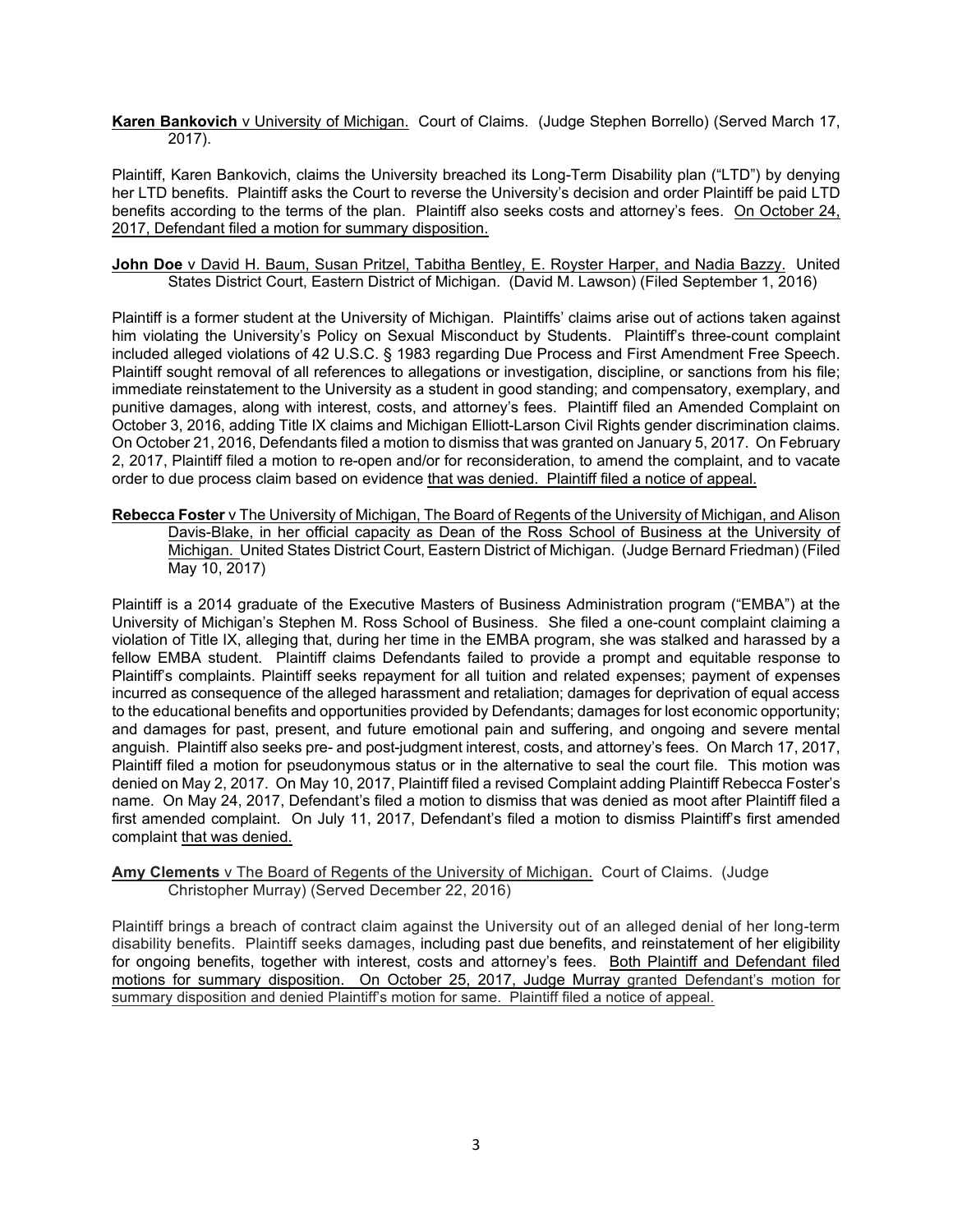**Karen Bankovich** v University of Michigan. Court of Claims. (Judge Stephen Borrello) (Served March 17, 2017).

Plaintiff, Karen Bankovich, claims the University breached its Long-Term Disability plan ("LTD") by denying her LTD benefits. Plaintiff asks the Court to reverse the University's decision and order Plaintiff be paid LTD benefits according to the terms of the plan. Plaintiff also seeks costs and attorney's fees. On October 24, 2017, Defendant filed a motion for summary disposition.

**John Doe** v David H. Baum, Susan Pritzel, Tabitha Bentley, E. Royster Harper, and Nadia Bazzy. United States District Court, Eastern District of Michigan. (David M. Lawson) (Filed September 1, 2016)

Plaintiff is a former student at the University of Michigan. Plaintiffs' claims arise out of actions taken against him violating the University's Policy on Sexual Misconduct by Students. Plaintiff's three-count complaint included alleged violations of 42 U.S.C. § 1983 regarding Due Process and First Amendment Free Speech. Plaintiff sought removal of all references to allegations or investigation, discipline, or sanctions from his file; immediate reinstatement to the University as a student in good standing; and compensatory, exemplary, and punitive damages, along with interest, costs, and attorney's fees. Plaintiff filed an Amended Complaint on October 3, 2016, adding Title IX claims and Michigan Elliott-Larson Civil Rights gender discrimination claims. On October 21, 2016, Defendants filed a motion to dismiss that was granted on January 5, 2017. On February 2, 2017, Plaintiff filed a motion to re-open and/or for reconsideration, to amend the complaint, and to vacate order to due process claim based on evidence that was denied. Plaintiff filed a notice of appeal.

**Rebecca Foster** v The University of Michigan, The Board of Regents of the University of Michigan, and Alison Davis-Blake, in her official capacity as Dean of the Ross School of Business at the University of Michigan. United States District Court, Eastern District of Michigan. (Judge Bernard Friedman) (Filed May 10, 2017)

Plaintiff is a 2014 graduate of the Executive Masters of Business Administration program ("EMBA") at the University of Michigan's Stephen M. Ross School of Business. She filed a one-count complaint claiming a violation of Title IX, alleging that, during her time in the EMBA program, she was stalked and harassed by a fellow EMBA student. Plaintiff claims Defendants failed to provide a prompt and equitable response to Plaintiff's complaints. Plaintiff seeks repayment for all tuition and related expenses; payment of expenses incurred as consequence of the alleged harassment and retaliation; damages for deprivation of equal access to the educational benefits and opportunities provided by Defendants; damages for lost economic opportunity; and damages for past, present, and future emotional pain and suffering, and ongoing and severe mental anguish. Plaintiff also seeks pre- and post-judgment interest, costs, and attorney's fees. On March 17, 2017, Plaintiff filed a motion for pseudonymous status or in the alternative to seal the court file. This motion was denied on May 2, 2017. On May 10, 2017, Plaintiff filed a revised Complaint adding Plaintiff Rebecca Foster's name. On May 24, 2017, Defendant's filed a motion to dismiss that was denied as moot after Plaintiff filed a first amended complaint. On July 11, 2017, Defendant's filed a motion to dismiss Plaintiff's first amended complaint that was denied.

**Amy Clements** v The Board of Regents of the University of Michigan. Court of Claims. (Judge Christopher Murray) (Served December 22, 2016)

Plaintiff brings a breach of contract claim against the University out of an alleged denial of her long-term disability benefits. Plaintiff seeks damages, including past due benefits, and reinstatement of her eligibility for ongoing benefits, together with interest, costs and attorney's fees. Both Plaintiff and Defendant filed motions for summary disposition. On October 25, 2017, Judge Murray granted Defendant's motion for summary disposition and denied Plaintiff's motion for same. Plaintiff filed a notice of appeal.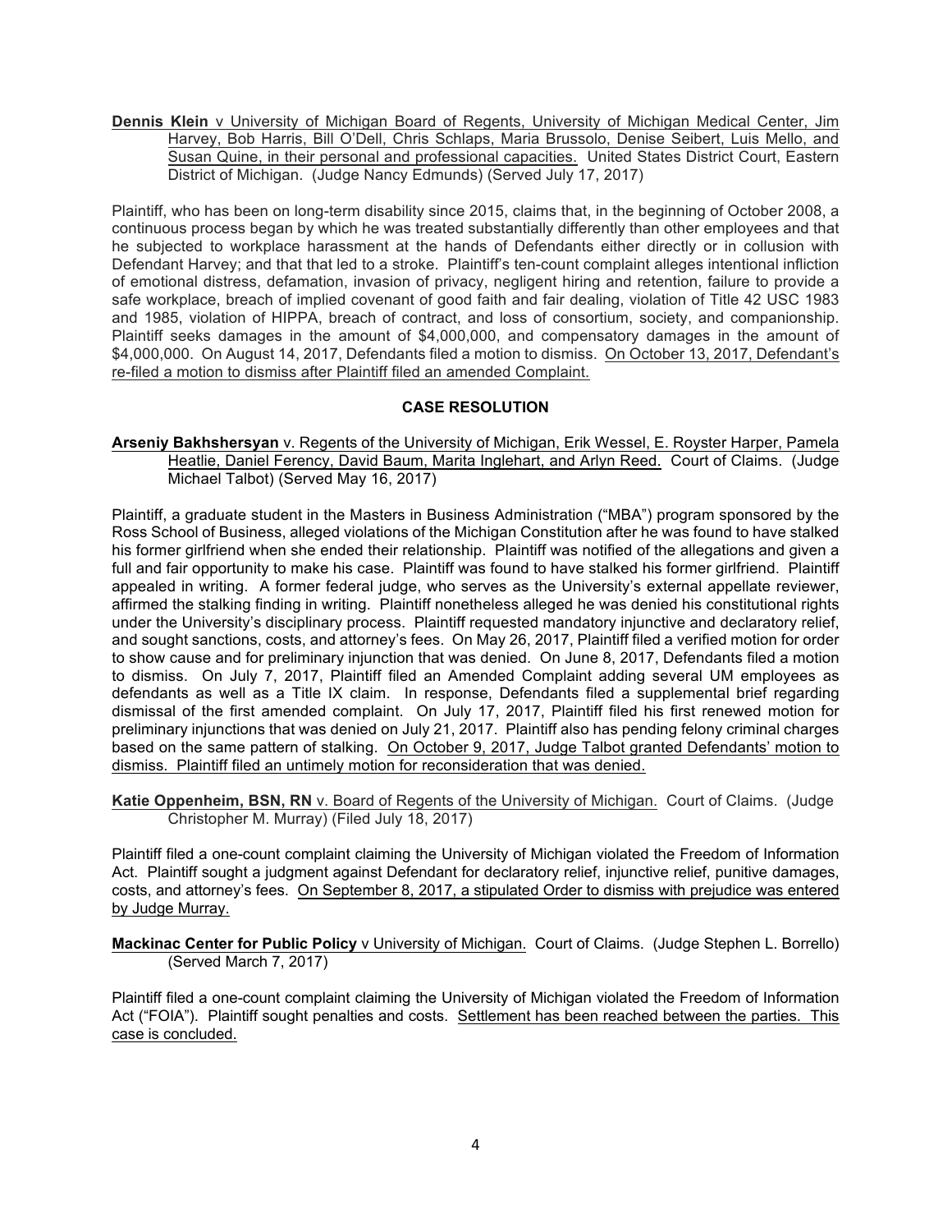**Dennis Klein** v University of Michigan Board of Regents, University of Michigan Medical Center, Jim Harvey, Bob Harris, Bill O'Dell, Chris Schlaps, Maria Brussolo, Denise Seibert, Luis Mello, and Susan Quine, in their personal and professional capacities. United States District Court, Eastern District of Michigan. (Judge Nancy Edmunds) (Served July 17, 2017)

Plaintiff, who has been on long-term disability since 2015, claims that, in the beginning of October 2008, a continuous process began by which he was treated substantially differently than other employees and that he subjected to workplace harassment at the hands of Defendants either directly or in collusion with Defendant Harvey; and that that led to a stroke. Plaintiff's ten-count complaint alleges intentional infliction of emotional distress, defamation, invasion of privacy, negligent hiring and retention, failure to provide a safe workplace, breach of implied covenant of good faith and fair dealing, violation of Title 42 USC 1983 and 1985, violation of HIPPA, breach of contract, and loss of consortium, society, and companionship. Plaintiff seeks damages in the amount of $4,000,000, and compensatory damages in the amount of $4,000,000. On August 14, 2017, Defendants filed a motion to dismiss. On October 13, 2017, Defendant's re-filed a motion to dismiss after Plaintiff filed an amended Complaint.

## CASE RESOLUTION

**Arseniy Bakhshersyan** v. Regents of the University of Michigan, Erik Wessel, E. Royster Harper, Pamela Heatlie, Daniel Ferency, David Baum, Marita Inglehart, and Arlyn Reed. Court of Claims. (Judge Michael Talbot) (Served May 16, 2017)

Plaintiff, a graduate student in the Masters in Business Administration ("MBA") program sponsored by the Ross School of Business, alleged violations of the Michigan Constitution after he was found to have stalked his former girlfriend when she ended their relationship. Plaintiff was notified of the allegations and given a full and fair opportunity to make his case. Plaintiff was found to have stalked his former girlfriend. Plaintiff appealed in writing. A former federal judge, who serves as the University's external appellate reviewer, affirmed the stalking finding in writing. Plaintiff nonetheless alleged he was denied his constitutional rights under the University's disciplinary process. Plaintiff requested mandatory injunctive and declaratory relief, and sought sanctions, costs, and attorney's fees. On May 26, 2017, Plaintiff filed a verified motion for order to show cause and for preliminary injunction that was denied. On June 8, 2017, Defendants filed a motion to dismiss. On July 7, 2017, Plaintiff filed an Amended Complaint adding several UM employees as defendants as well as a Title IX claim. In response, Defendants filed a supplemental brief regarding dismissal of the first amended complaint. On July 17, 2017, Plaintiff filed his first renewed motion for preliminary injunctions that was denied on July 21, 2017. Plaintiff also has pending felony criminal charges based on the same pattern of stalking. On October 9, 2017, Judge Talbot granted Defendants' motion to dismiss. Plaintiff filed an untimely motion for reconsideration that was denied.

**Katie Oppenheim, BSN, RN** v. Board of Regents of the University of Michigan. Court of Claims. (Judge Christopher M. Murray) (Filed July 18, 2017)

Plaintiff filed a one-count complaint claiming the University of Michigan violated the Freedom of Information Act. Plaintiff sought a judgment against Defendant for declaratory relief, injunctive relief, punitive damages, costs, and attorney's fees. On September 8, 2017, a stipulated Order to dismiss with prejudice was entered by Judge Murray.

**Mackinac Center for Public Policy** v University of Michigan. Court of Claims. (Judge Stephen L. Borrello) (Served March 7, 2017)

Plaintiff filed a one-count complaint claiming the University of Michigan violated the Freedom of Information Act ("FOIA"). Plaintiff sought penalties and costs. Settlement has been reached between the parties. This case is concluded.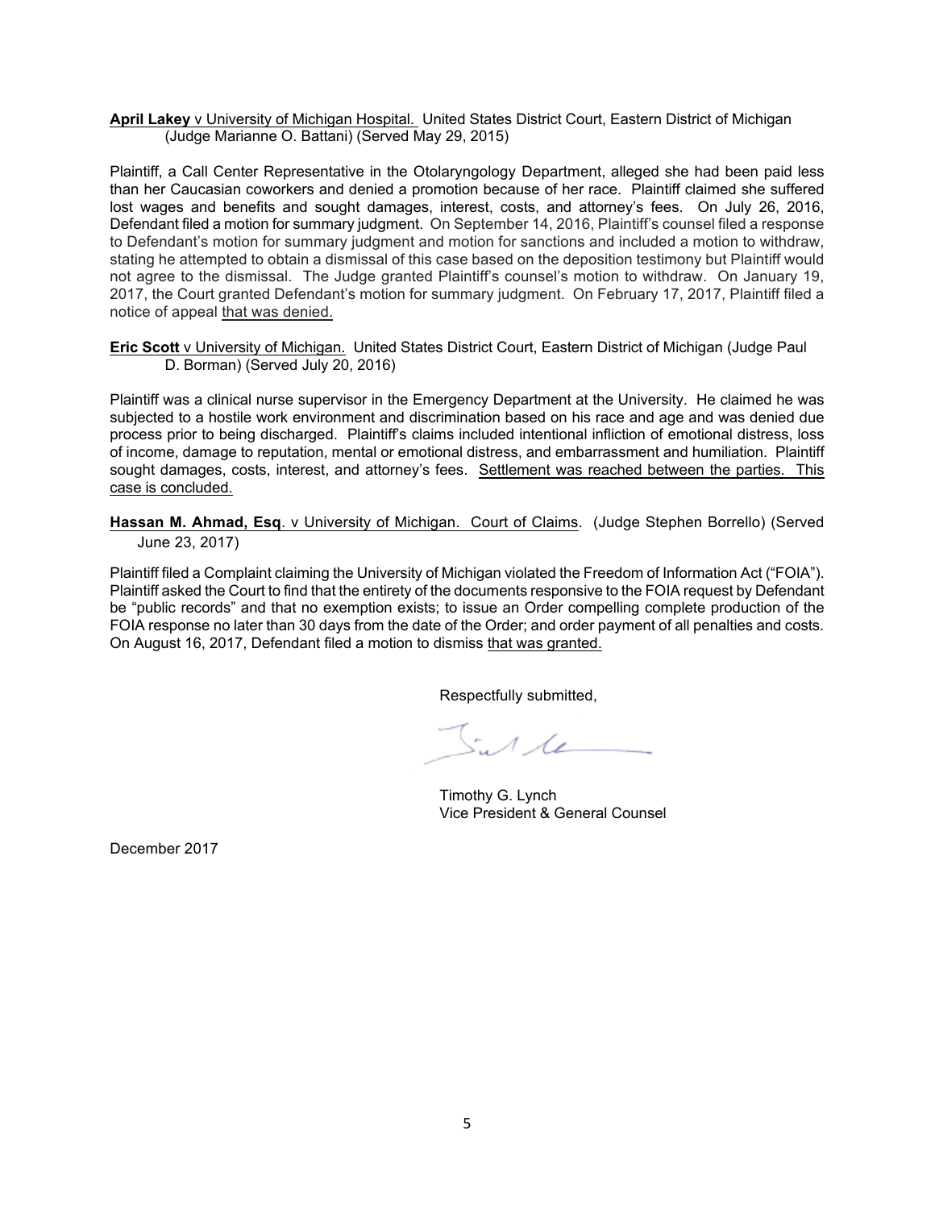**April Lakey** v University of Michigan Hospital. United States District Court, Eastern District of Michigan (Judge Marianne O. Battani) (Served May 29, 2015)

Plaintiff, a Call Center Representative in the Otolaryngology Department, alleged she had been paid less than her Caucasian coworkers and denied a promotion because of her race. Plaintiff claimed she suffered lost wages and benefits and sought damages, interest, costs, and attorney's fees. On July 26, 2016, Defendant filed a motion for summary judgment. On September 14, 2016, Plaintiff's counsel filed a response to Defendant's motion for summary judgment and motion for sanctions and included a motion to withdraw, stating he attempted to obtain a dismissal of this case based on the deposition testimony but Plaintiff would not agree to the dismissal. The Judge granted Plaintiff's counsel's motion to withdraw. On January 19, 2017, the Court granted Defendant's motion for summary judgment. On February 17, 2017, Plaintiff filed a notice of appeal that was denied.

**Eric Scott** v University of Michigan. United States District Court, Eastern District of Michigan (Judge Paul D. Borman) (Served July 20, 2016)

Plaintiff was a clinical nurse supervisor in the Emergency Department at the University. He claimed he was subjected to a hostile work environment and discrimination based on his race and age and was denied due process prior to being discharged. Plaintiff's claims included intentional infliction of emotional distress, loss of income, damage to reputation, mental or emotional distress, and embarrassment and humiliation. Plaintiff sought damages, costs, interest, and attorney's fees. Settlement was reached between the parties. This case is concluded.

**Hassan M. Ahmad, Esq**. v University of Michigan. Court of Claims. (Judge Stephen Borrello) (Served June 23, 2017)

Plaintiff filed a Complaint claiming the University of Michigan violated the Freedom of Information Act ("FOIA"). Plaintiff asked the Court to find that the entirety of the documents responsive to the FOIA request by Defendant be "public records" and that no exemption exists; to issue an Order compelling complete production of the FOIA response no later than 30 days from the date of the Order; and order payment of all penalties and costs. On August 16, 2017, Defendant filed a motion to dismiss that was granted.

Respectfully submitted,

Timothy G. Lynch
Vice President & General Counsel

December 2017